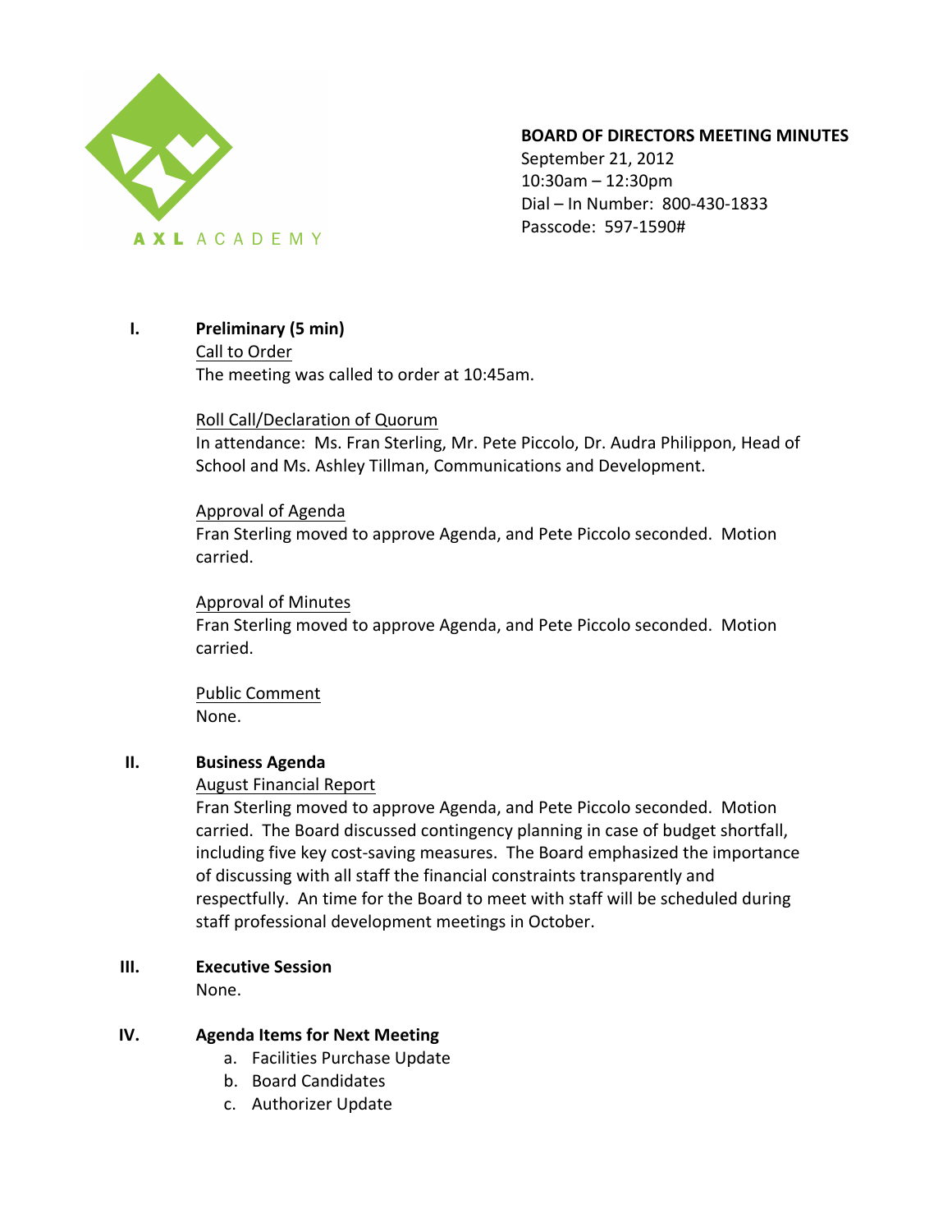AXL ACADEMY

**BOARD OF DIRECTORS MEETING MINUTES**
September 21, 2012
10:30am – 12:30pm
Dial – In Number: 800-430-1833
Passcode: 597-1590#

## I. Preliminary (5 min)

Call to Order
The meeting was called to order at 10:45am.

Roll Call/Declaration of Quorum
In attendance: Ms. Fran Sterling, Mr. Pete Piccolo, Dr. Audra Philippon, Head of School and Ms. Ashley Tillman, Communications and Development.

Approval of Agenda
Fran Sterling moved to approve Agenda, and Pete Piccolo seconded. Motion carried.

Approval of Minutes
Fran Sterling moved to approve Agenda, and Pete Piccolo seconded. Motion carried.

Public Comment
None.

## II. Business Agenda

August Financial Report
Fran Sterling moved to approve Agenda, and Pete Piccolo seconded. Motion carried. The Board discussed contingency planning in case of budget shortfall, including five key cost-saving measures. The Board emphasized the importance of discussing with all staff the financial constraints transparently and respectfully. An time for the Board to meet with staff will be scheduled during staff professional development meetings in October.

## III. Executive Session

None.

## IV. Agenda Items for Next Meeting

a. Facilities Purchase Update
b. Board Candidates
c. Authorizer Update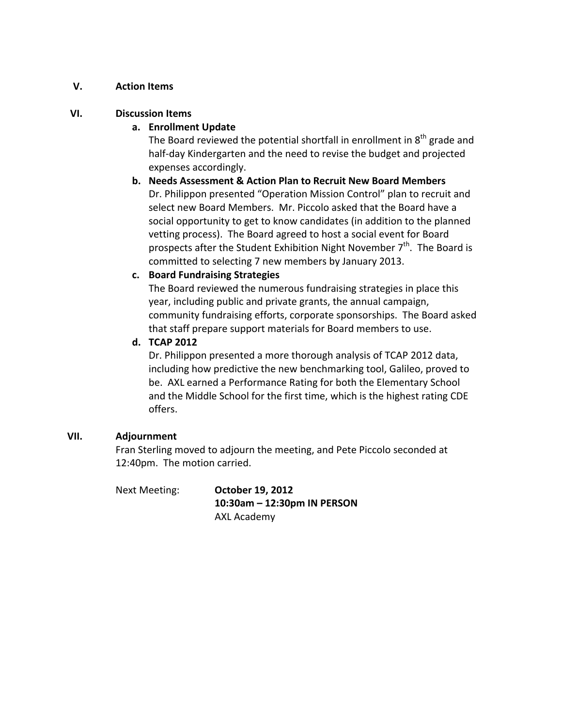## V. Action Items

## VI. Discussion Items

### a. Enrollment Update

The Board reviewed the potential shortfall in enrollment in 8th grade and half-day Kindergarten and the need to revise the budget and projected expenses accordingly.

### b. Needs Assessment & Action Plan to Recruit New Board Members

Dr. Philippon presented "Operation Mission Control" plan to recruit and select new Board Members. Mr. Piccolo asked that the Board have a social opportunity to get to know candidates (in addition to the planned vetting process). The Board agreed to host a social event for Board prospects after the Student Exhibition Night November 7th. The Board is committed to selecting 7 new members by January 2013.

### c. Board Fundraising Strategies

The Board reviewed the numerous fundraising strategies in place this year, including public and private grants, the annual campaign, community fundraising efforts, corporate sponsorships. The Board asked that staff prepare support materials for Board members to use.

### d. TCAP 2012

Dr. Philippon presented a more thorough analysis of TCAP 2012 data, including how predictive the new benchmarking tool, Galileo, proved to be. AXL earned a Performance Rating for both the Elementary School and the Middle School for the first time, which is the highest rating CDE offers.

## VII. Adjournment

Fran Sterling moved to adjourn the meeting, and Pete Piccolo seconded at 12:40pm. The motion carried.

Next Meeting: **October 19, 2012**
**10:30am – 12:30pm IN PERSON**
AXL Academy